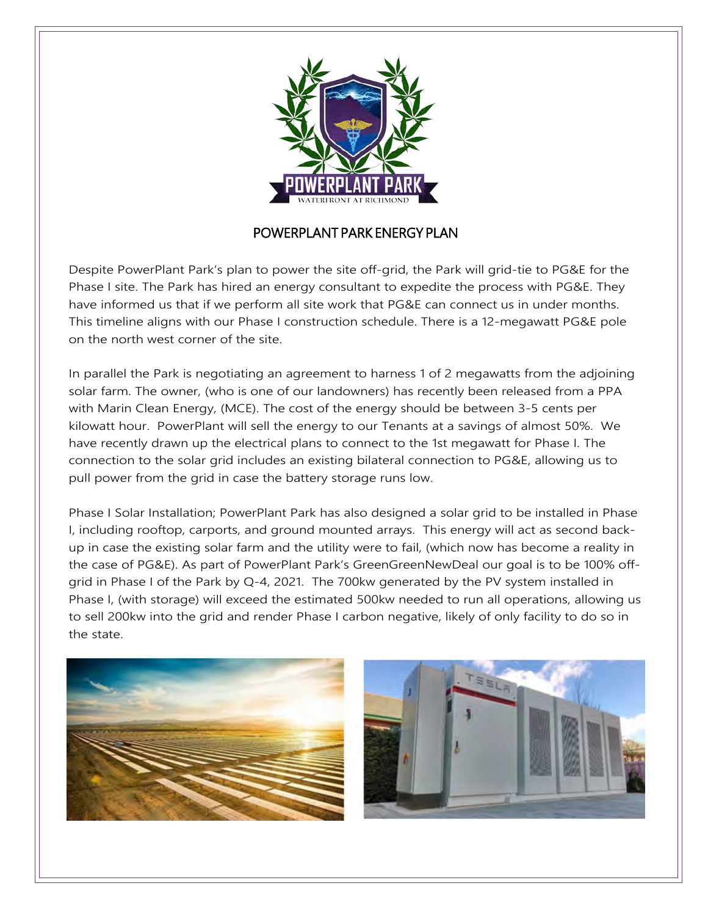# POWERPLANT PARK ENERGY PLAN

Despite PowerPlant Park's plan to power the site off-grid, the Park will grid-tie to PG&E for the Phase I site. The Park has hired an energy consultant to expedite the process with PG&E. They have informed us that if we perform all site work that PG&E can connect us in under months. This timeline aligns with our Phase I construction schedule. There is a 12-megawatt PG&E pole on the north west corner of the site.

In parallel the Park is negotiating an agreement to harness 1 of 2 megawatts from the adjoining solar farm. The owner, (who is one of our landowners) has recently been released from a PPA with Marin Clean Energy, (MCE). The cost of the energy should be between 3-5 cents per kilowatt hour. PowerPlant will sell the energy to our Tenants at a savings of almost 50%. We have recently drawn up the electrical plans to connect to the 1st megawatt for Phase I. The connection to the solar grid includes an existing bilateral connection to PG&E, allowing us to pull power from the grid in case the battery storage runs low.

Phase I Solar Installation; PowerPlant Park has also designed a solar grid to be installed in Phase I, including rooftop, carports, and ground mounted arrays. This energy will act as second back-up in case the existing solar farm and the utility were to fail, (which now has become a reality in the case of PG&E). As part of PowerPlant Park's GreenGreenNewDeal our goal is to be 100% off-grid in Phase I of the Park by Q-4, 2021. The 700kw generated by the PV system installed in Phase I, (with storage) will exceed the estimated 500kw needed to run all operations, allowing us to sell 200kw into the grid and render Phase I carbon negative, likely of only facility to do so in the state.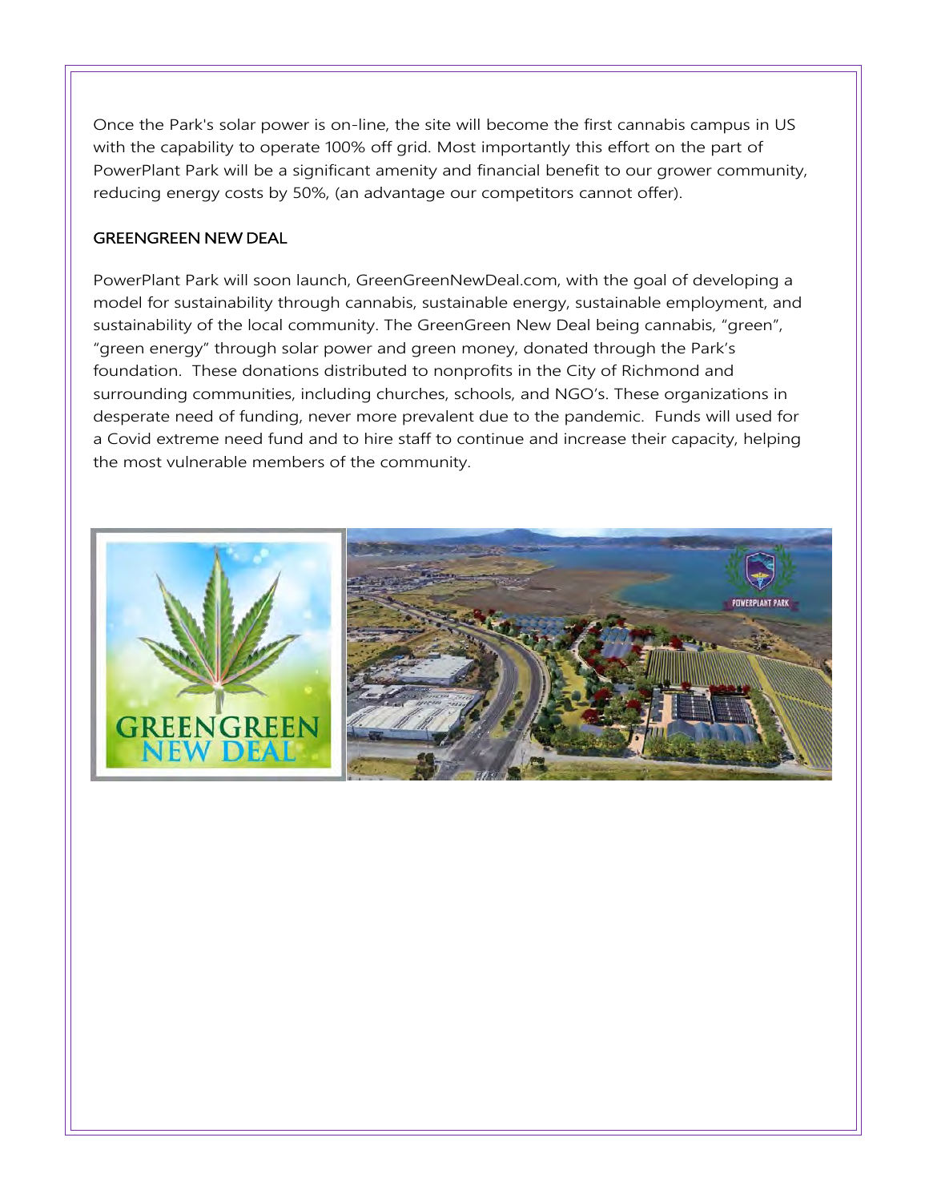Once the Park's solar power is on-line, the site will become the first cannabis campus in US with the capability to operate 100% off grid. Most importantly this effort on the part of PowerPlant Park will be a significant amenity and financial benefit to our grower community, reducing energy costs by 50%, (an advantage our competitors cannot offer).

## GREENGREEN NEW DEAL

PowerPlant Park will soon launch, GreenGreenNewDeal.com, with the goal of developing a model for sustainability through cannabis, sustainable energy, sustainable employment, and sustainability of the local community. The GreenGreen New Deal being cannabis, "green", "green energy" through solar power and green money, donated through the Park's foundation. These donations distributed to nonprofits in the City of Richmond and surrounding communities, including churches, schools, and NGO's. These organizations in desperate need of funding, never more prevalent due to the pandemic. Funds will used for a Covid extreme need fund and to hire staff to continue and increase their capacity, helping the most vulnerable members of the community.